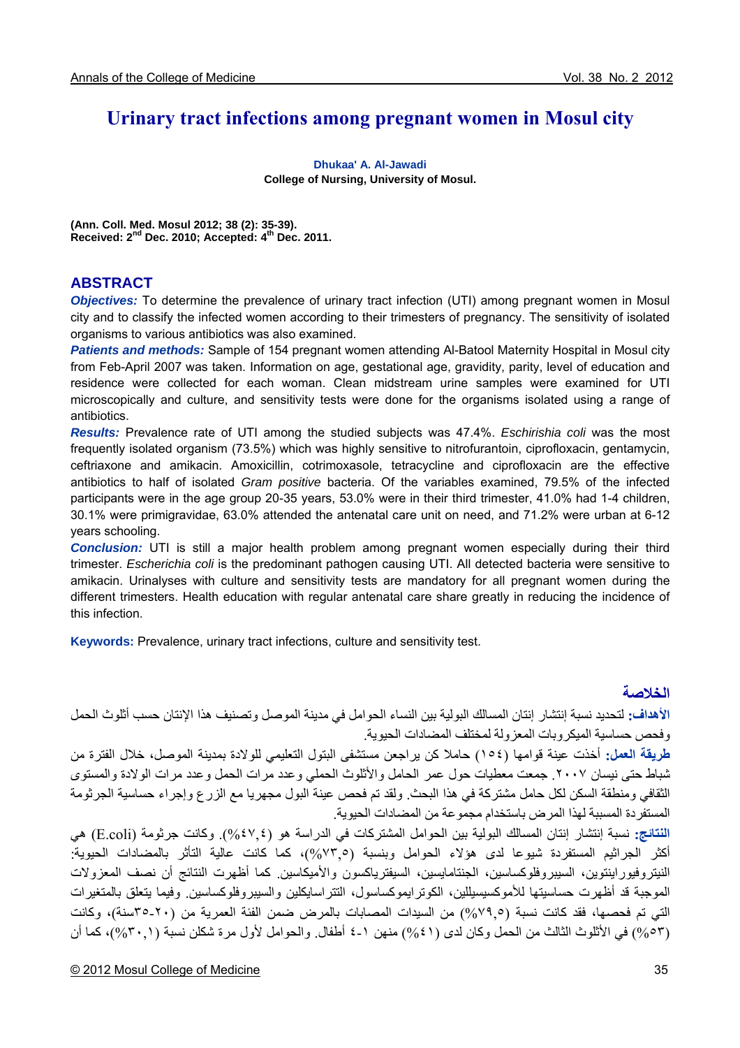# Urinary tract infections among pregnant women in Mosul city

**Dhukaa' A. Al-Jawadi**
**College of Nursing, University of Mosul.**

**(Ann. Coll. Med. Mosul 2012; 38 (2): 35-39).**
**Received: 2nd Dec. 2010; Accepted: 4th Dec. 2011.**

## ABSTRACT

***Objectives:*** To determine the prevalence of urinary tract infection (UTI) among pregnant women in Mosul city and to classify the infected women according to their trimesters of pregnancy. The sensitivity of isolated organisms to various antibiotics was also examined.

***Patients and methods:*** Sample of 154 pregnant women attending Al-Batool Maternity Hospital in Mosul city from Feb-April 2007 was taken. Information on age, gestational age, gravidity, parity, level of education and residence were collected for each woman. Clean midstream urine samples were examined for UTI microscopically and culture, and sensitivity tests were done for the organisms isolated using a range of antibiotics.

***Results:*** Prevalence rate of UTI among the studied subjects was 47.4%. *Eschirishia coli* was the most frequently isolated organism (73.5%) which was highly sensitive to nitrofurantoin, ciprofloxacin, gentamycin, ceftriaxone and amikacin. Amoxicillin, cotrimoxasole, tetracycline and ciprofloxacin are the effective antibiotics to half of isolated *Gram positive* bacteria. Of the variables examined, 79.5% of the infected participants were in the age group 20-35 years, 53.0% were in their third trimester, 41.0% had 1-4 children, 30.1% were primigravidae, 63.0% attended the antenatal care unit on need, and 71.2% were urban at 6-12 years schooling.

***Conclusion:*** UTI is still a major health problem among pregnant women especially during their third trimester. *Escherichia coli* is the predominant pathogen causing UTI. All detected bacteria were sensitive to amikacin. Urinalyses with culture and sensitivity tests are mandatory for all pregnant women during the different trimesters. Health education with regular antenatal care share greatly in reducing the incidence of this infection.

**Keywords:** Prevalence, urinary tract infections, culture and sensitivity test.

## الخلاصة

**الأهداف:** لتحديد نسبة إنتشار إنتان المسالك البولية بين النساء الحوامل في مدينة الموصل وتصنيف هذا الإنتان حسب أثلوث الحمل وفحص حساسية الميكروبات المعزولة لمختلف المضادات الحيوية.

**طريقة العمل:** أخذت عينة قوامها (١٥٤) حاملا كن يراجعن مستشفى البتول التعليمي للولادة بمدينة الموصل، خلال الفترة من شباط حتى نيسان ٢٠٠٧. جمعت معطيات حول عمر الحامل والأثلوث الحملي وعدد مرات الحمل وعدد مرات الولادة والمستوى الثقافي ومنطقة السكن لكل حامل مشتركة في هذا البحث. ولقد تم فحص عينة البول مجهريا مع الزرع وإجراء حساسية الجرثومة المستفردة المسببة لهذا المرض باستخدام مجموعة من المضادات الحيوية.

**النتائج:** نسبة إنتشار إنتان المسالك البولية بين الحوامل المشتركات في الدراسة هو (٤٧,٤%). وكانت جرثومة (E.coli) هي أكثر الجراثيم المستفردة شيوعا لدى هؤلاء الحوامل وبنسبة (٧٣,٥%)، كما كانت عالية التأثر بالمضادات الحيوية: النيتروفيورانتوين، السيبروفلوكساسين، الجنتامايسين، السيفترياكسون والأميكاسين. كما أظهرت النتائج أن نصف المعزولات الموجبة قد أظهرت حساسيتها للأموكسيسيللين، الكوترايموكساسول، التتراسايكلين والسيبروفلوكساسين. وفيما يتعلق بالمتغيرات التي تم فحصها، فقد كانت نسبة (٧٩,٥%) من السيدات المصابات بالمرض ضمن الفئة العمرية من (٢٠-٣٥سنة)، وكانت (٥٣%) في الأثلوث الثالث من الحمل وكان لدى (٤١%) منهن ١-٤ أطفال. والحوامل لأول مرة شكلن نسبة (٣٠,١%)، كما أن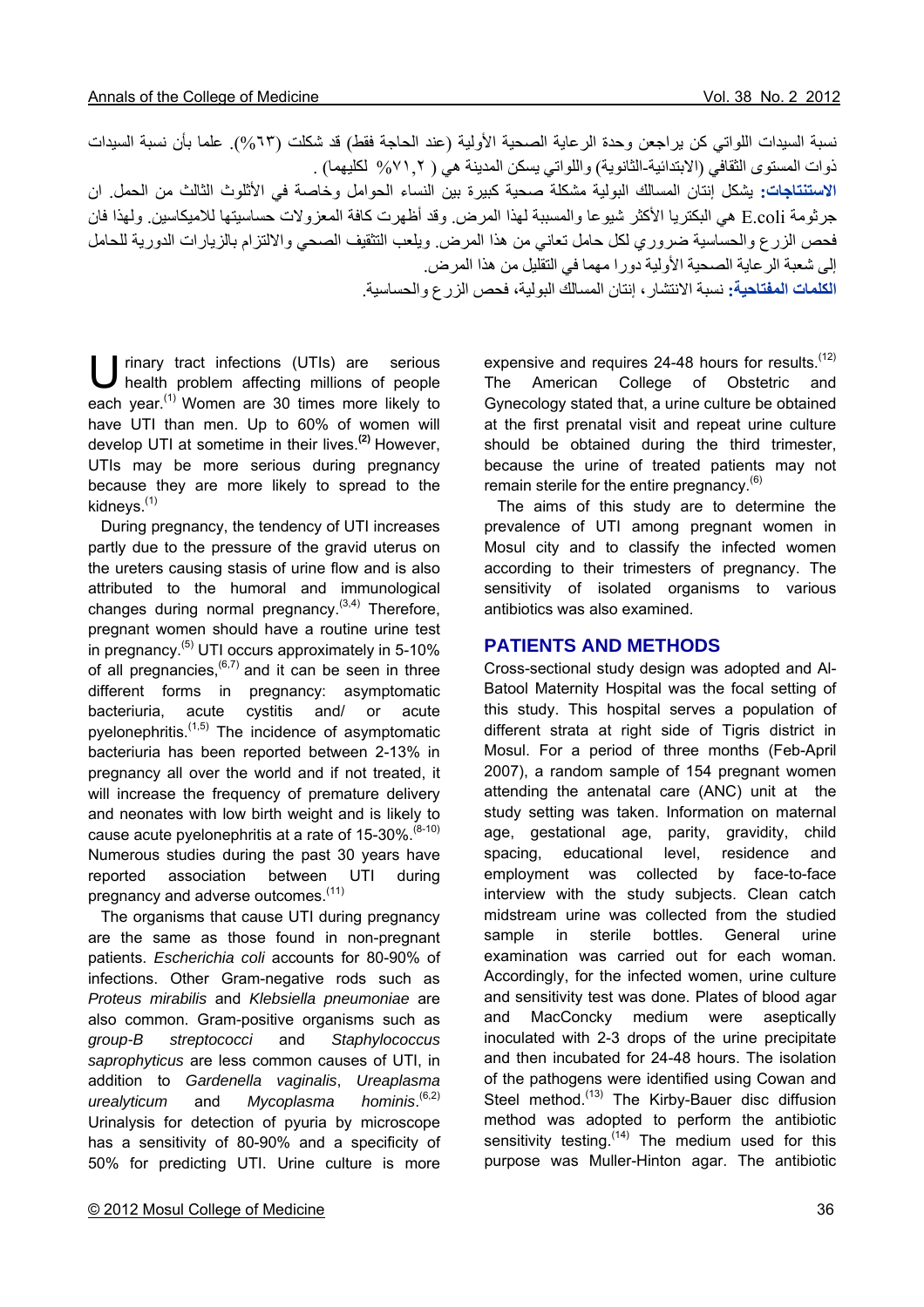نسبة السيدات اللواتي كن يراجعن وحدة الرعاية الصحية الأولية (عند الحاجة فقط) قد شكلت (٦٣%). علما بأن نسبة السيدات ذوات المستوى الثقافي (الابتدائية-الثانوية) واللواتي يسكن المدينة هي ( ٧١,٢% لكليهما) .

**الاستنتاجات:** يشكل إنتان المسالك البولية مشكلة صحية كبيرة بين النساء الحوامل وخاصة في الأثلوث الثالث من الحمل. ان جرثومة E.coli هي البكتريا الأكثر شيوعا والمسببة لهذا المرض. وقد أظهرت كافة المعزولات حساسيتها للاميكاسين. ولهذا فان فحص الزرع والحساسية ضروري لكل حامل تعاني من هذا المرض. ويلعب التثقيف الصحي والالتزام بالزيارات الدورية للحامل إلى شعبة الرعاية الصحية الأولية دورا مهما في التقليل من هذا المرض.

**الكلمات المفتاحية:** نسبة الانتشار، إنتان المسالك البولية، فحص الزرع والحساسية.

Urinary tract infections (UTIs) are serious health problem affecting millions of people each year.[1] Women are 30 times more likely to have UTI than men. Up to 60% of women will develop UTI at sometime in their lives.[2] However, UTIs may be more serious during pregnancy because they are more likely to spread to the kidneys.[1]

During pregnancy, the tendency of UTI increases partly due to the pressure of the gravid uterus on the ureters causing stasis of urine flow and is also attributed to the humoral and immunological changes during normal pregnancy.[3,4] Therefore, pregnant women should have a routine urine test in pregnancy.[5] UTI occurs approximately in 5-10% of all pregnancies,[6,7] and it can be seen in three different forms in pregnancy: asymptomatic bacteriuria, acute cystitis and/ or acute pyelonephritis.[1,5] The incidence of asymptomatic bacteriuria has been reported between 2-13% in pregnancy all over the world and if not treated, it will increase the frequency of premature delivery and neonates with low birth weight and is likely to cause acute pyelonephritis at a rate of 15-30%.[8-10] Numerous studies during the past 30 years have reported association between UTI during pregnancy and adverse outcomes.[11]

The organisms that cause UTI during pregnancy are the same as those found in non-pregnant patients. *Escherichia coli* accounts for 80-90% of infections. Other Gram-negative rods such as *Proteus mirabilis* and *Klebsiella pneumoniae* are also common. Gram-positive organisms such as *group-B streptococci* and *Staphylococcus saprophyticus* are less common causes of UTI, in addition to *Gardenella vaginalis*, *Ureaplasma urealyticum* and *Mycoplasma hominis*.[6,2] Urinalysis for detection of pyuria by microscope has a sensitivity of 80-90% and a specificity of 50% for predicting UTI. Urine culture is more expensive and requires 24-48 hours for results.[12] The American College of Obstetric and Gynecology stated that, a urine culture be obtained at the first prenatal visit and repeat urine culture should be obtained during the third trimester, because the urine of treated patients may not remain sterile for the entire pregnancy.[6]

The aims of this study are to determine the prevalence of UTI among pregnant women in Mosul city and to classify the infected women according to their trimesters of pregnancy. The sensitivity of isolated organisms to various antibiotics was also examined.

## PATIENTS AND METHODS

Cross-sectional study design was adopted and Al-Batool Maternity Hospital was the focal setting of this study. This hospital serves a population of different strata at right side of Tigris district in Mosul. For a period of three months (Feb-April 2007), a random sample of 154 pregnant women attending the antenatal care (ANC) unit at the study setting was taken. Information on maternal age, gestational age, parity, gravidity, child spacing, educational level, residence and employment was collected by face-to-face interview with the study subjects. Clean catch midstream urine was collected from the studied sample in sterile bottles. General urine examination was carried out for each woman. Accordingly, for the infected women, urine culture and sensitivity test was done. Plates of blood agar and MacConcky medium were aseptically inoculated with 2-3 drops of the urine precipitate and then incubated for 24-48 hours. The isolation of the pathogens were identified using Cowan and Steel method.[13] The Kirby-Bauer disc diffusion method was adopted to perform the antibiotic sensitivity testing.[14] The medium used for this purpose was Muller-Hinton agar. The antibiotic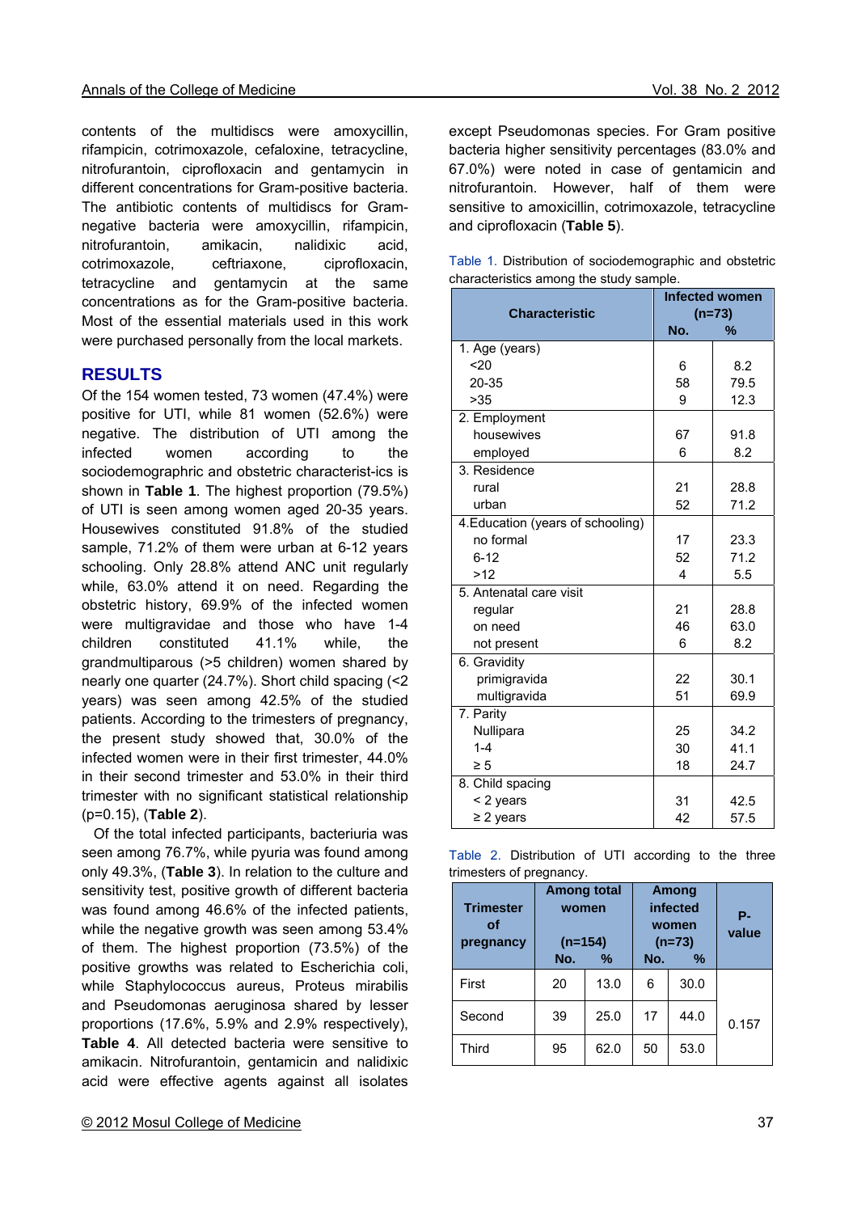contents of the multidiscs were amoxycillin, rifampicin, cotrimoxazole, cefaloxine, tetracycline, nitrofurantoin, ciprofloxacin and gentamycin in different concentrations for Gram-positive bacteria. The antibiotic contents of multidiscs for Gram-negative bacteria were amoxycillin, rifampicin, nitrofurantoin, amikacin, nalidixic acid, cotrimoxazole, ceftriaxone, ciprofloxacin, tetracycline and gentamycin at the same concentrations as for the Gram-positive bacteria. Most of the essential materials used in this work were purchased personally from the local markets.

## RESULTS

Of the 154 women tested, 73 women (47.4%) were positive for UTI, while 81 women (52.6%) were negative. The distribution of UTI among the infected women according to the sociodemographric and obstetric characterist-ics is shown in **Table 1**. The highest proportion (79.5%) of UTI is seen among women aged 20-35 years. Housewives constituted 91.8% of the studied sample, 71.2% of them were urban at 6-12 years schooling. Only 28.8% attend ANC unit regularly while, 63.0% attend it on need. Regarding the obstetric history, 69.9% of the infected women were multigravidae and those who have 1-4 children constituted 41.1% while, the grandmultiparous (>5 children) women shared by nearly one quarter (24.7%). Short child spacing (<2 years) was seen among 42.5% of the studied patients. According to the trimesters of pregnancy, the present study showed that, 30.0% of the infected women were in their first trimester, 44.0% in their second trimester and 53.0% in their third trimester with no significant statistical relationship (p=0.15), (**Table 2**).

Of the total infected participants, bacteriuria was seen among 76.7%, while pyuria was found among only 49.3%, (**Table 3**). In relation to the culture and sensitivity test, positive growth of different bacteria was found among 46.6% of the infected patients, while the negative growth was seen among 53.4% of them. The highest proportion (73.5%) of the positive growths was related to Escherichia coli, while Staphylococcus aureus, Proteus mirabilis and Pseudomonas aeruginosa shared by lesser proportions (17.6%, 5.9% and 2.9% respectively), **Table 4**. All detected bacteria were sensitive to amikacin. Nitrofurantoin, gentamicin and nalidixic acid were effective agents against all isolates except Pseudomonas species. For Gram positive bacteria higher sensitivity percentages (83.0% and 67.0%) were noted in case of gentamicin and nitrofurantoin. However, half of them were sensitive to amoxicillin, cotrimoxazole, tetracycline and ciprofloxacin (**Table 5**).

Table 1. Distribution of sociodemographic and obstetric characteristics among the study sample.

| Characteristic | Infected women (n=73) | |
|---|---|---|
| | No. | % |
| 1. Age (years) | | |
| <20 | 6 | 8.2 |
| 20-35 | 58 | 79.5 |
| >35 | 9 | 12.3 |
| 2. Employment | | |
| housewives | 67 | 91.8 |
| employed | 6 | 8.2 |
| 3. Residence | | |
| rural | 21 | 28.8 |
| urban | 52 | 71.2 |
| 4.Education (years of schooling) | | |
| no formal | 17 | 23.3 |
| 6-12 | 52 | 71.2 |
| >12 | 4 | 5.5 |
| 5. Antenatal care visit | | |
| regular | 21 | 28.8 |
| on need | 46 | 63.0 |
| not present | 6 | 8.2 |
| 6. Gravidity | | |
| primigravida | 22 | 30.1 |
| multigravida | 51 | 69.9 |
| 7. Parity | | |
| Nullipara | 25 | 34.2 |
| 1-4 | 30 | 41.1 |
| ≥ 5 | 18 | 24.7 |
| 8. Child spacing | | |
| < 2 years | 31 | 42.5 |
| ≥ 2 years | 42 | 57.5 |

Table 2. Distribution of UTI according to the three trimesters of pregnancy.

| Trimester of pregnancy | Among total women (n=154) | | Among infected women (n=73) | | P-value |
|---|---|---|---|---|---|
| | No. | % | No. | % | |
| First | 20 | 13.0 | 6 | 30.0 | 0.157 |
| Second | 39 | 25.0 | 17 | 44.0 | |
| Third | 95 | 62.0 | 50 | 53.0 | |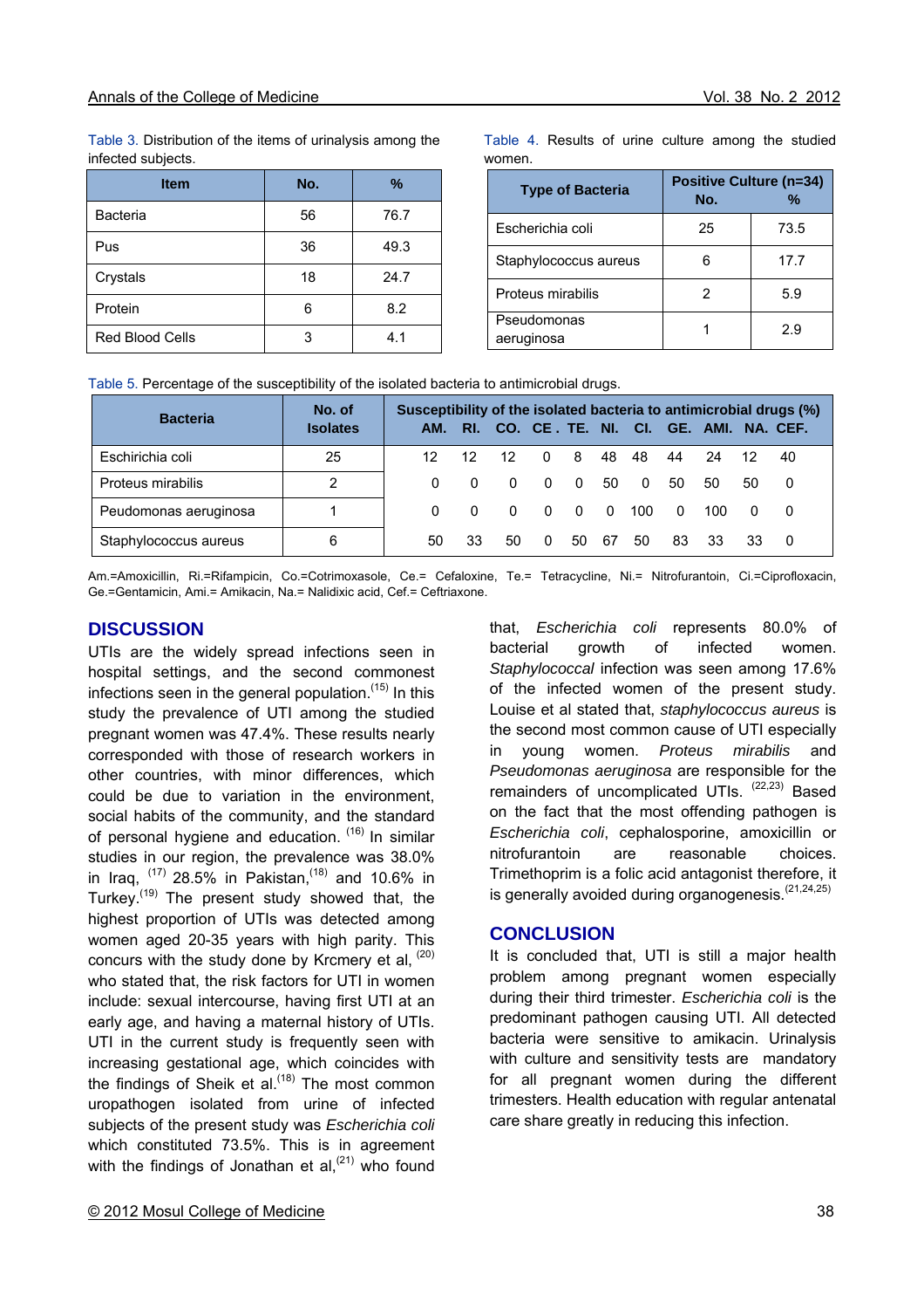Table 3. Distribution of the items of urinalysis among the infected subjects.

| Item | No. | % |
|---|---|---|
| Bacteria | 56 | 76.7 |
| Pus | 36 | 49.3 |
| Crystals | 18 | 24.7 |
| Protein | 6 | 8.2 |
| Red Blood Cells | 3 | 4.1 |

Table 4. Results of urine culture among the studied women.

| Type of Bacteria | Positive Culture (n=34) | |
|---|---|---|
| | No. | % |
| Escherichia coli | 25 | 73.5 |
| Staphylococcus aureus | 6 | 17.7 |
| Proteus mirabilis | 2 | 5.9 |
| Pseudomonas aeruginosa | 1 | 2.9 |

Table 5. Percentage of the susceptibility of the isolated bacteria to antimicrobial drugs.

| Bacteria | No. of Isolates | Susceptibility of the isolated bacteria to antimicrobial drugs (%) | | | | | | | | | | |
|---|---|---|---|---|---|---|---|---|---|---|---|---|
| | | AM. | RI. | CO. | CE. | TE. | NI. | CI. | GE. | AMI. | NA. | CEF. |
| Eschirichia coli | 25 | 12 | 12 | 12 | 0 | 8 | 48 | 48 | 44 | 24 | 12 | 40 |
| Proteus mirabilis | 2 | 0 | 0 | 0 | 0 | 0 | 50 | 0 | 50 | 50 | 50 | 0 |
| Peudomonas aeruginosa | 1 | 0 | 0 | 0 | 0 | 0 | 0 | 100 | 0 | 100 | 0 | 0 |
| Staphylococcus aureus | 6 | 50 | 33 | 50 | 0 | 50 | 67 | 50 | 83 | 33 | 33 | 0 |

Am.=Amoxicillin, Ri.=Rifampicin, Co.=Cotrimoxasole, Ce.= Cefaloxine, Te.= Tetracycline, Ni.= Nitrofurantoin, Ci.=Ciprofloxacin, Ge.=Gentamicin, Ami.= Amikacin, Na.= Nalidixic acid, Cef.= Ceftriaxone.

## DISCUSSION

UTIs are the widely spread infections seen in hospital settings, and the second commonest infections seen in the general population.[15] In this study the prevalence of UTI among the studied pregnant women was 47.4%. These results nearly corresponded with those of research workers in other countries, with minor differences, which could be due to variation in the environment, social habits of the community, and the standard of personal hygiene and education. [16] In similar studies in our region, the prevalence was 38.0% in Iraq, [17] 28.5% in Pakistan,[18] and 10.6% in Turkey.[19] The present study showed that, the highest proportion of UTIs was detected among women aged 20-35 years with high parity. This concurs with the study done by Krcmery et al, [20] who stated that, the risk factors for UTI in women include: sexual intercourse, having first UTI at an early age, and having a maternal history of UTIs. UTI in the current study is frequently seen with increasing gestational age, which coincides with the findings of Sheik et al.[18] The most common uropathogen isolated from urine of infected subjects of the present study was *Escherichia coli* which constituted 73.5%. This is in agreement with the findings of Jonathan et al,[21] who found that, *Escherichia coli* represents 80.0% of bacterial growth of infected women. *Staphylococcal* infection was seen among 17.6% of the infected women of the present study. Louise et al stated that, *staphylococcus aureus* is the second most common cause of UTI especially in young women. *Proteus mirabilis* and *Pseudomonas aeruginosa* are responsible for the remainders of uncomplicated UTIs. [22,23] Based on the fact that the most offending pathogen is *Escherichia coli*, cephalosporine, amoxicillin or nitrofurantoin are reasonable choices. Trimethoprim is a folic acid antagonist therefore, it is generally avoided during organogenesis.[21,24,25]

## CONCLUSION

It is concluded that, UTI is still a major health problem among pregnant women especially during their third trimester. *Escherichia coli* is the predominant pathogen causing UTI. All detected bacteria were sensitive to amikacin. Urinalysis with culture and sensitivity tests are mandatory for all pregnant women during the different trimesters. Health education with regular antenatal care share greatly in reducing this infection.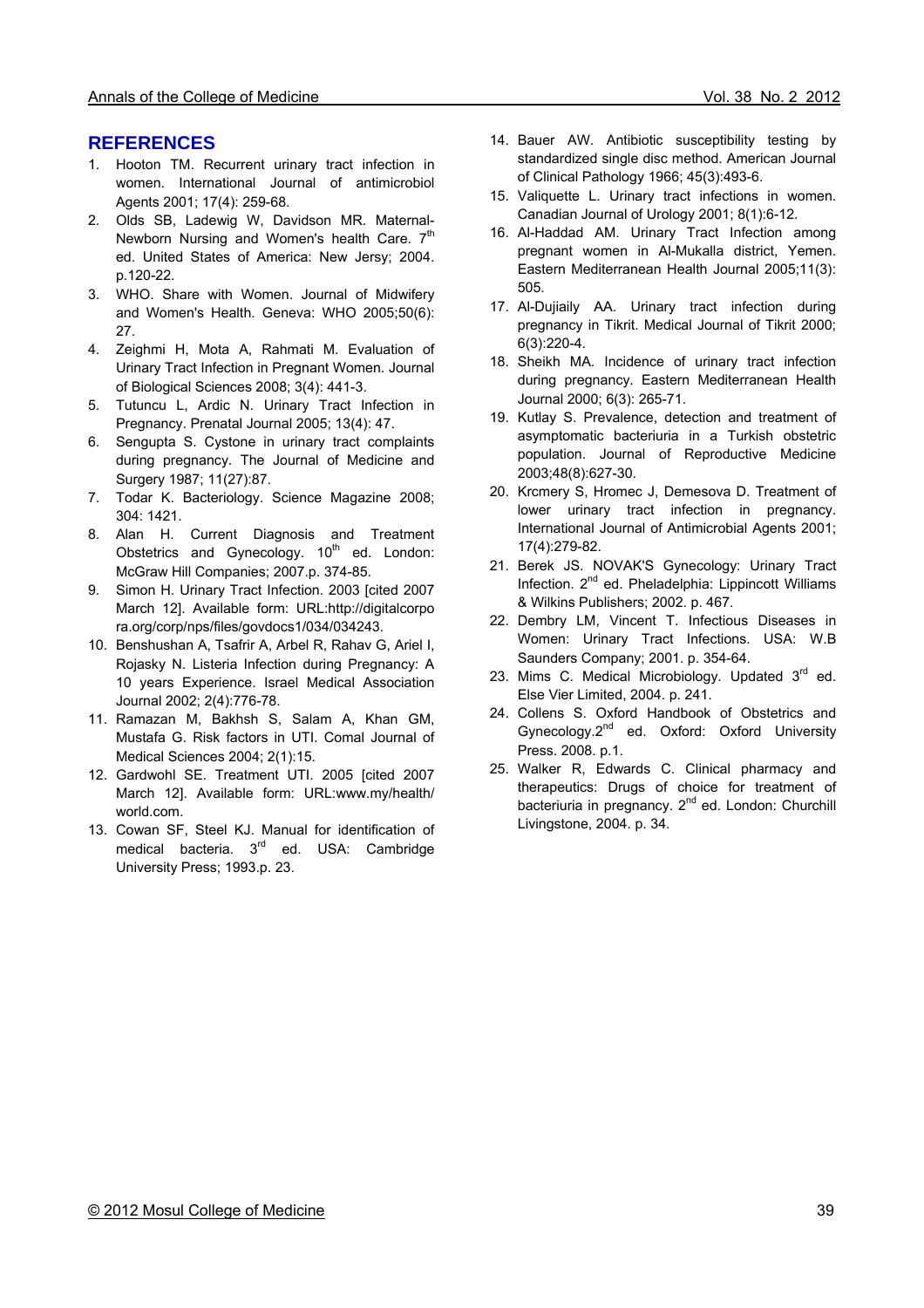## REFERENCES

1. Hooton TM. Recurrent urinary tract infection in women. International Journal of antimicrobiol Agents 2001; 17(4): 259-68.
2. Olds SB, Ladewig W, Davidson MR. Maternal-Newborn Nursing and Women's health Care. 7th ed. United States of America: New Jersy; 2004. p.120-22.
3. WHO. Share with Women. Journal of Midwifery and Women's Health. Geneva: WHO 2005;50(6): 27.
4. Zeighmi H, Mota A, Rahmati M. Evaluation of Urinary Tract Infection in Pregnant Women. Journal of Biological Sciences 2008; 3(4): 441-3.
5. Tutuncu L, Ardic N. Urinary Tract Infection in Pregnancy. Prenatal Journal 2005; 13(4): 47.
6. Sengupta S. Cystone in urinary tract complaints during pregnancy. The Journal of Medicine and Surgery 1987; 11(27):87.
7. Todar K. Bacteriology. Science Magazine 2008; 304: 1421.
8. Alan H. Current Diagnosis and Treatment Obstetrics and Gynecology. 10th ed. London: McGraw Hill Companies; 2007.p. 374-85.
9. Simon H. Urinary Tract Infection. 2003 [cited 2007 March 12]. Available form: URL:http://digitalcorpora.org/corp/nps/files/govdocs1/034/034243.
10. Benshushan A, Tsafrir A, Arbel R, Rahav G, Ariel I, Rojasky N. Listeria Infection during Pregnancy: A 10 years Experience. Israel Medical Association Journal 2002; 2(4):776-78.
11. Ramazan M, Bakhsh S, Salam A, Khan GM, Mustafa G. Risk factors in UTI. Comal Journal of Medical Sciences 2004; 2(1):15.
12. Gardwohl SE. Treatment UTI. 2005 [cited 2007 March 12]. Available form: URL:www.my/health/world.com.
13. Cowan SF, Steel KJ. Manual for identification of medical bacteria. 3rd ed. USA: Cambridge University Press; 1993.p. 23.
14. Bauer AW. Antibiotic susceptibility testing by standardized single disc method. American Journal of Clinical Pathology 1966; 45(3):493-6.
15. Valiquette L. Urinary tract infections in women. Canadian Journal of Urology 2001; 8(1):6-12.
16. Al-Haddad AM. Urinary Tract Infection among pregnant women in Al-Mukalla district, Yemen. Eastern Mediterranean Health Journal 2005;11(3): 505.
17. Al-Dujiaily AA. Urinary tract infection during pregnancy in Tikrit. Medical Journal of Tikrit 2000; 6(3):220-4.
18. Sheikh MA. Incidence of urinary tract infection during pregnancy. Eastern Mediterranean Health Journal 2000; 6(3): 265-71.
19. Kutlay S. Prevalence, detection and treatment of asymptomatic bacteriuria in a Turkish obstetric population. Journal of Reproductive Medicine 2003;48(8):627-30.
20. Krcmery S, Hromec J, Demesova D. Treatment of lower urinary tract infection in pregnancy. International Journal of Antimicrobial Agents 2001; 17(4):279-82.
21. Berek JS. NOVAK'S Gynecology: Urinary Tract Infection. 2nd ed. Pheladelphia: Lippincott Williams & Wilkins Publishers; 2002. p. 467.
22. Dembry LM, Vincent T. Infectious Diseases in Women: Urinary Tract Infections. USA: W.B Saunders Company; 2001. p. 354-64.
23. Mims C. Medical Microbiology. Updated 3rd ed. Else Vier Limited, 2004. p. 241.
24. Collens S. Oxford Handbook of Obstetrics and Gynecology.2nd ed. Oxford: Oxford University Press. 2008. p.1.
25. Walker R, Edwards C. Clinical pharmacy and therapeutics: Drugs of choice for treatment of bacteriuria in pregnancy. 2nd ed. London: Churchill Livingstone, 2004. p. 34.